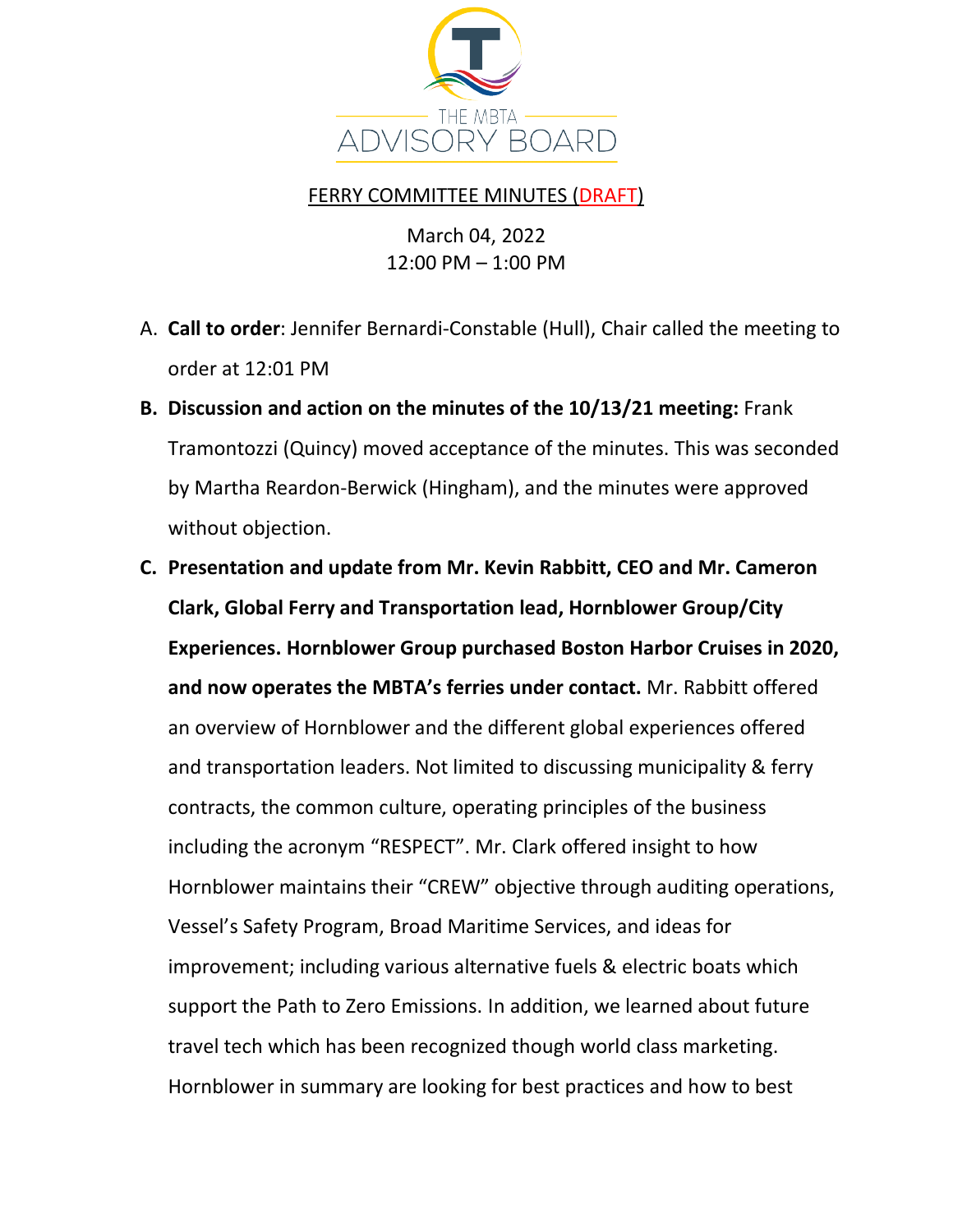THE MBTA ADVISORY BOARD

FERRY COMMITTEE MINUTES (DRAFT)

March 04, 2022
12:00 PM – 1:00 PM

A. **Call to order**: Jennifer Bernardi-Constable (Hull), Chair called the meeting to order at 12:01 PM

B. **Discussion and action on the minutes of the 10/13/21 meeting:** Frank Tramontozzi (Quincy) moved acceptance of the minutes. This was seconded by Martha Reardon-Berwick (Hingham), and the minutes were approved without objection.

C. **Presentation and update from Mr. Kevin Rabbitt, CEO and Mr. Cameron Clark, Global Ferry and Transportation lead, Hornblower Group/City Experiences. Hornblower Group purchased Boston Harbor Cruises in 2020, and now operates the MBTA's ferries under contact.** Mr. Rabbitt offered an overview of Hornblower and the different global experiences offered and transportation leaders. Not limited to discussing municipality & ferry contracts, the common culture, operating principles of the business including the acronym "RESPECT". Mr. Clark offered insight to how Hornblower maintains their "CREW" objective through auditing operations, Vessel's Safety Program, Broad Maritime Services, and ideas for improvement; including various alternative fuels & electric boats which support the Path to Zero Emissions. In addition, we learned about future travel tech which has been recognized though world class marketing. Hornblower in summary are looking for best practices and how to best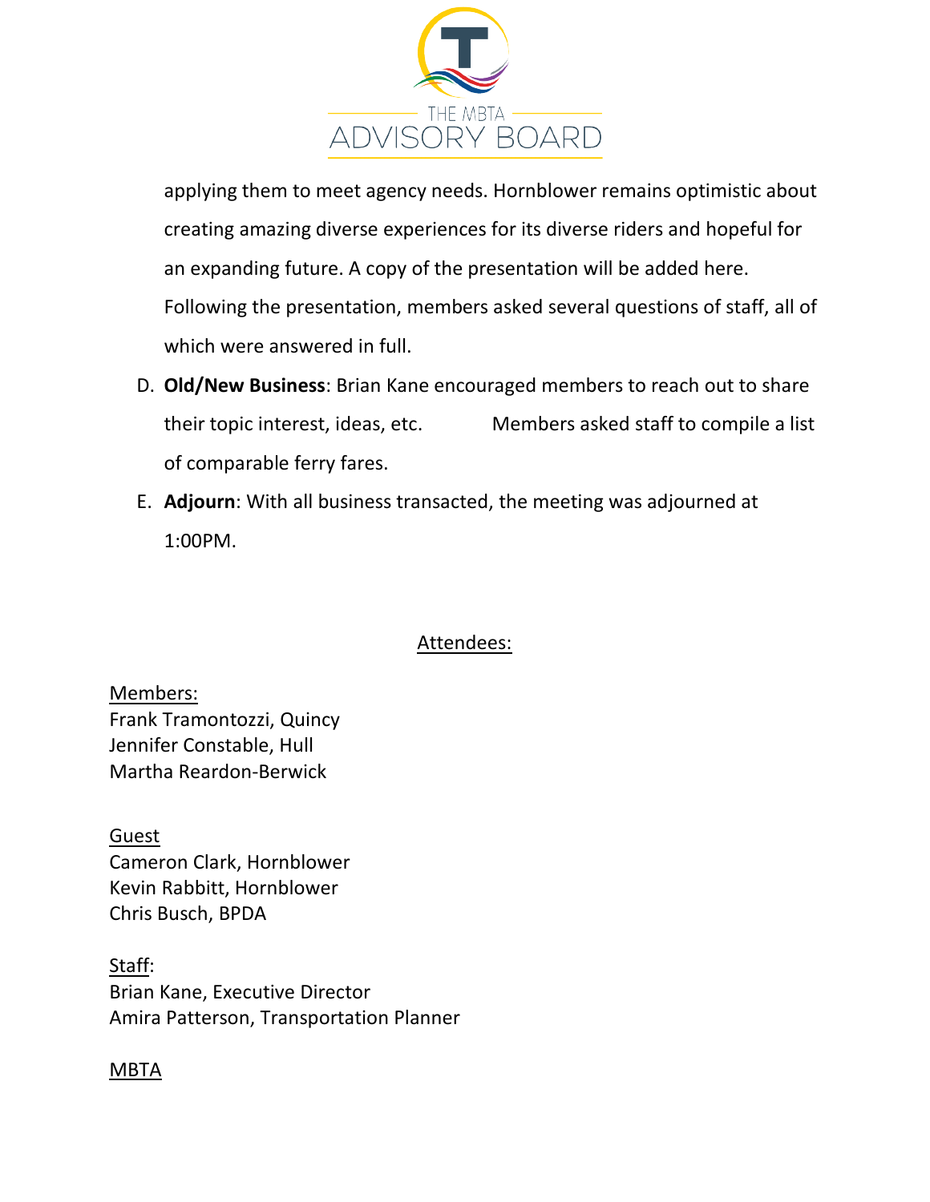applying them to meet agency needs. Hornblower remains optimistic about creating amazing diverse experiences for its diverse riders and hopeful for an expanding future. A copy of the presentation will be added here. Following the presentation, members asked several questions of staff, all of which were answered in full.

D. **Old/New Business**: Brian Kane encouraged members to reach out to share their topic interest, ideas, etc. Members asked staff to compile a list of comparable ferry fares.

E. **Adjourn**: With all business transacted, the meeting was adjourned at 1:00PM.

<u>Attendees:</u>

<u>Members:</u>
Frank Tramontozzi, Quincy
Jennifer Constable, Hull
Martha Reardon-Berwick

<u>Guest</u>
Cameron Clark, Hornblower
Kevin Rabbitt, Hornblower
Chris Busch, BPDA

<u>Staff</u>:
Brian Kane, Executive Director
Amira Patterson, Transportation Planner

<u>MBTA</u>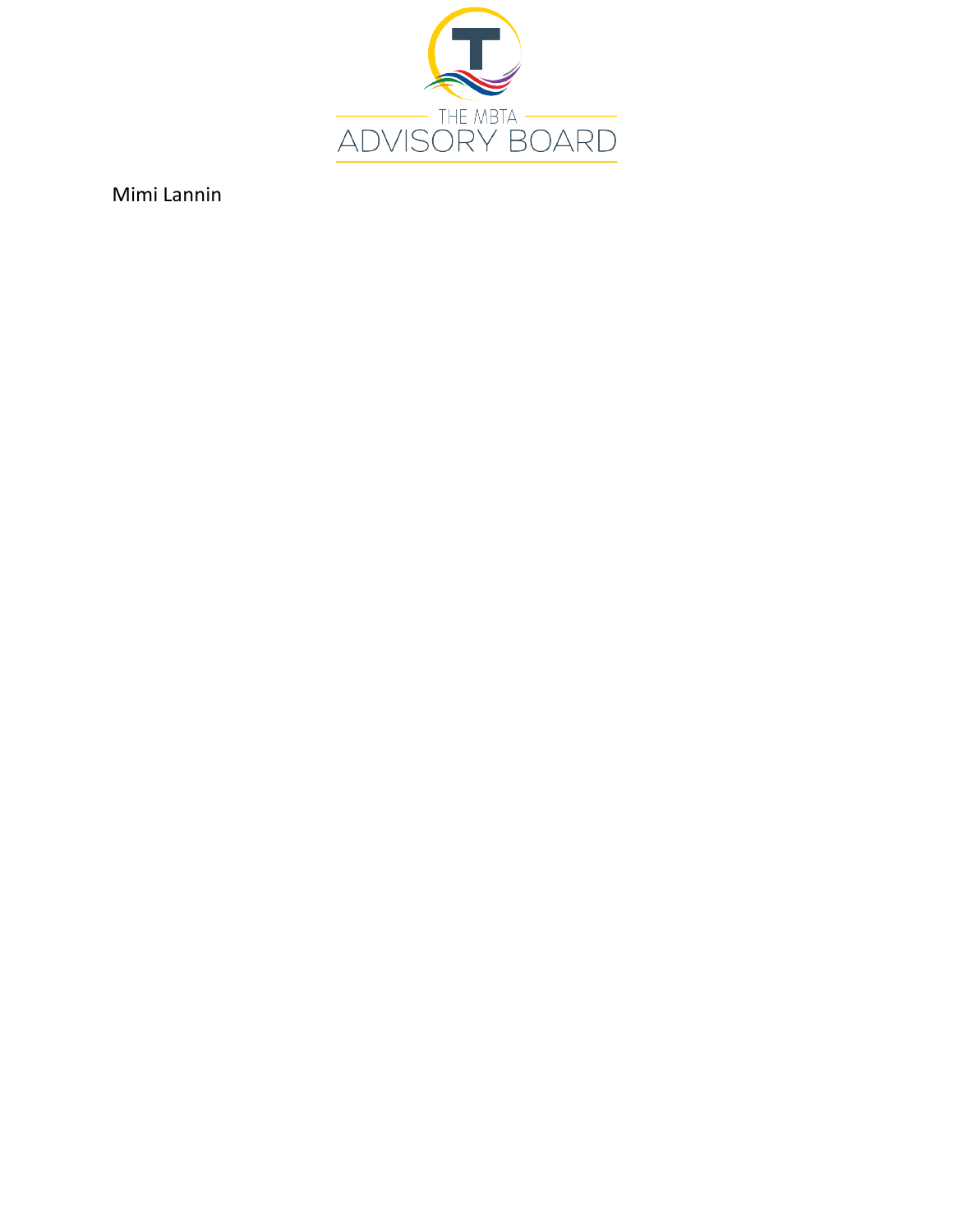THE MBTA ADVISORY BOARD

Mimi Lannin